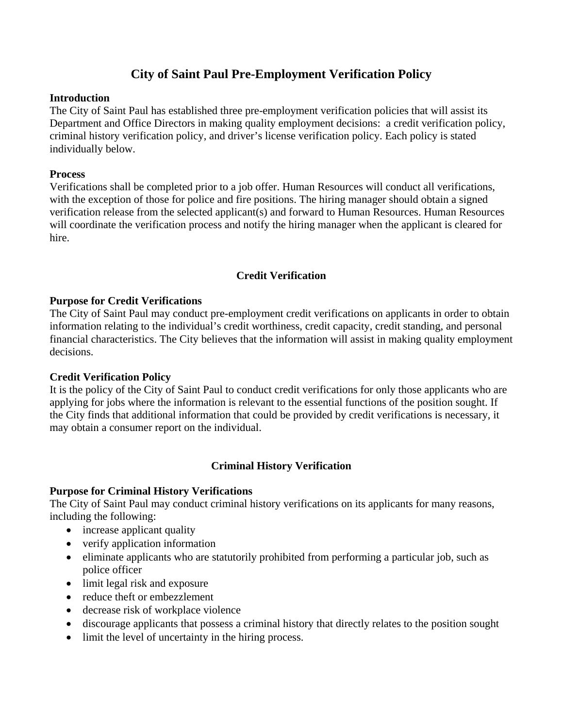# City of Saint Paul Pre-Employment Verification Policy

**Introduction**

The City of Saint Paul has established three pre-employment verification policies that will assist its Department and Office Directors in making quality employment decisions: a credit verification policy, criminal history verification policy, and driver's license verification policy. Each policy is stated individually below.

**Process**

Verifications shall be completed prior to a job offer. Human Resources will conduct all verifications, with the exception of those for police and fire positions. The hiring manager should obtain a signed verification release from the selected applicant(s) and forward to Human Resources. Human Resources will coordinate the verification process and notify the hiring manager when the applicant is cleared for hire.

## Credit Verification

**Purpose for Credit Verifications**

The City of Saint Paul may conduct pre-employment credit verifications on applicants in order to obtain information relating to the individual's credit worthiness, credit capacity, credit standing, and personal financial characteristics. The City believes that the information will assist in making quality employment decisions.

**Credit Verification Policy**

It is the policy of the City of Saint Paul to conduct credit verifications for only those applicants who are applying for jobs where the information is relevant to the essential functions of the position sought. If the City finds that additional information that could be provided by credit verifications is necessary, it may obtain a consumer report on the individual.

## Criminal History Verification

**Purpose for Criminal History Verifications**

The City of Saint Paul may conduct criminal history verifications on its applicants for many reasons, including the following:

- increase applicant quality
- verify application information
- eliminate applicants who are statutorily prohibited from performing a particular job, such as police officer
- limit legal risk and exposure
- reduce theft or embezzlement
- decrease risk of workplace violence
- discourage applicants that possess a criminal history that directly relates to the position sought
- limit the level of uncertainty in the hiring process.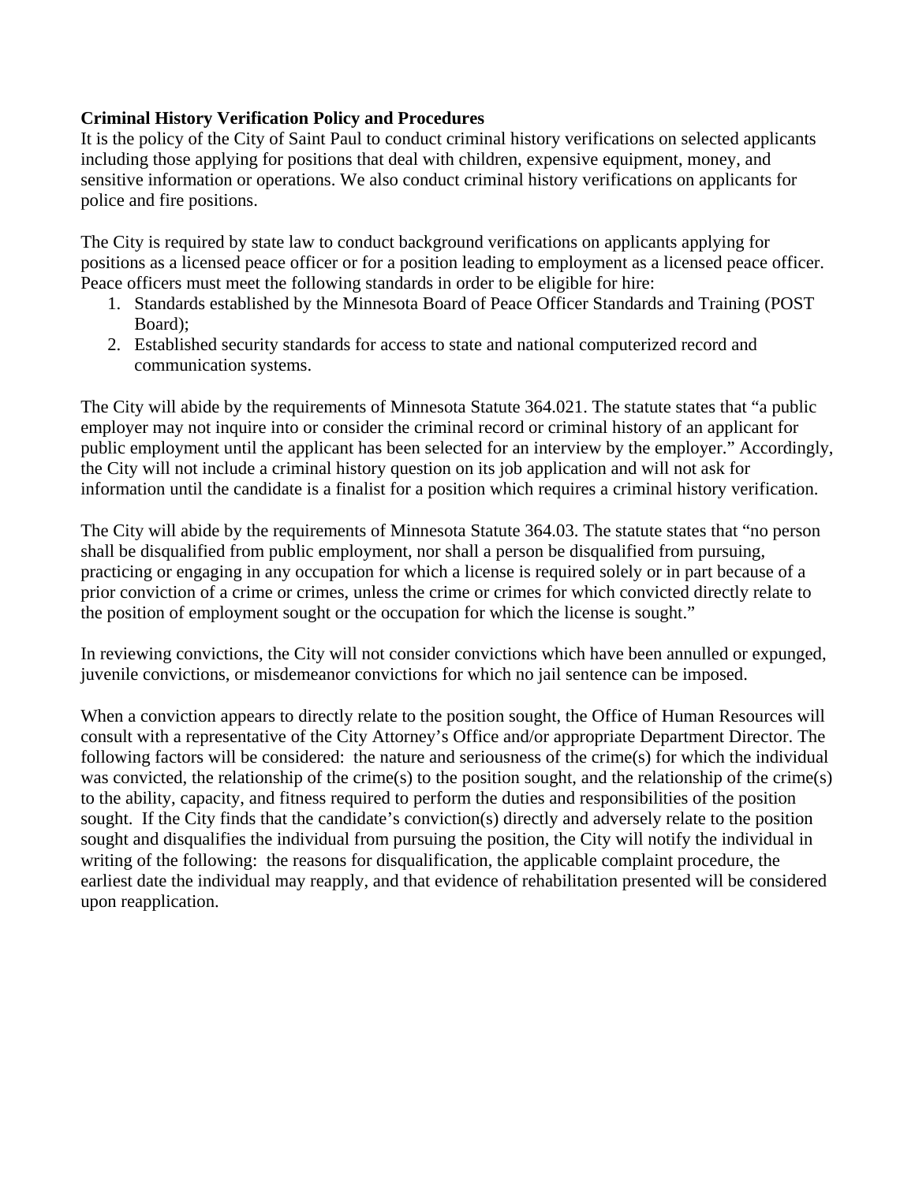**Criminal History Verification Policy and Procedures**

It is the policy of the City of Saint Paul to conduct criminal history verifications on selected applicants including those applying for positions that deal with children, expensive equipment, money, and sensitive information or operations. We also conduct criminal history verifications on applicants for police and fire positions.

The City is required by state law to conduct background verifications on applicants applying for positions as a licensed peace officer or for a position leading to employment as a licensed peace officer. Peace officers must meet the following standards in order to be eligible for hire:

1. Standards established by the Minnesota Board of Peace Officer Standards and Training (POST Board);
2. Established security standards for access to state and national computerized record and communication systems.

The City will abide by the requirements of Minnesota Statute 364.021. The statute states that "a public employer may not inquire into or consider the criminal record or criminal history of an applicant for public employment until the applicant has been selected for an interview by the employer." Accordingly, the City will not include a criminal history question on its job application and will not ask for information until the candidate is a finalist for a position which requires a criminal history verification.

The City will abide by the requirements of Minnesota Statute 364.03. The statute states that "no person shall be disqualified from public employment, nor shall a person be disqualified from pursuing, practicing or engaging in any occupation for which a license is required solely or in part because of a prior conviction of a crime or crimes, unless the crime or crimes for which convicted directly relate to the position of employment sought or the occupation for which the license is sought."

In reviewing convictions, the City will not consider convictions which have been annulled or expunged, juvenile convictions, or misdemeanor convictions for which no jail sentence can be imposed.

When a conviction appears to directly relate to the position sought, the Office of Human Resources will consult with a representative of the City Attorney's Office and/or appropriate Department Director. The following factors will be considered: the nature and seriousness of the crime(s) for which the individual was convicted, the relationship of the crime(s) to the position sought, and the relationship of the crime(s) to the ability, capacity, and fitness required to perform the duties and responsibilities of the position sought. If the City finds that the candidate's conviction(s) directly and adversely relate to the position sought and disqualifies the individual from pursuing the position, the City will notify the individual in writing of the following: the reasons for disqualification, the applicable complaint procedure, the earliest date the individual may reapply, and that evidence of rehabilitation presented will be considered upon reapplication.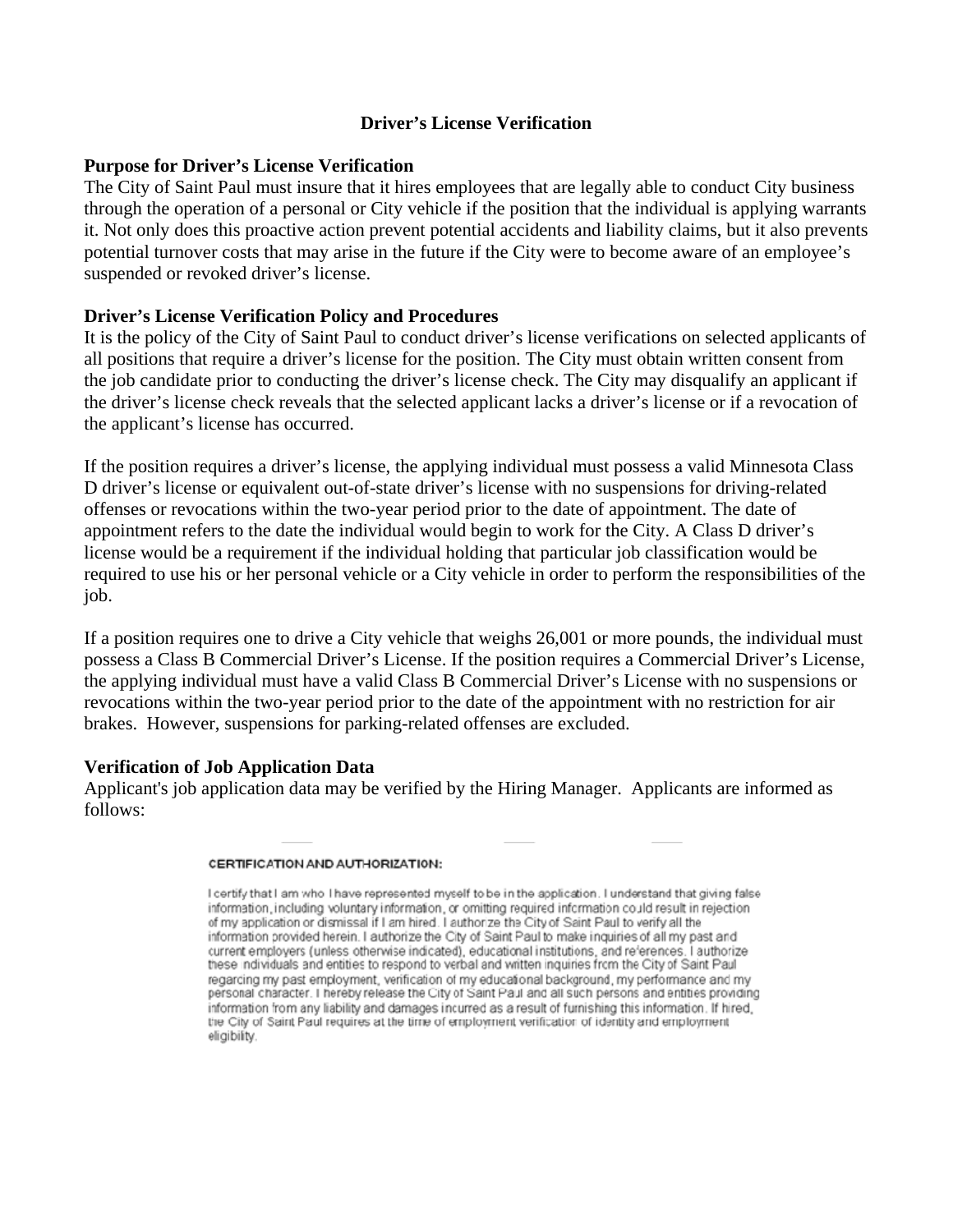## Driver's License Verification

**Purpose for Driver's License Verification**
The City of Saint Paul must insure that it hires employees that are legally able to conduct City business through the operation of a personal or City vehicle if the position that the individual is applying warrants it. Not only does this proactive action prevent potential accidents and liability claims, but it also prevents potential turnover costs that may arise in the future if the City were to become aware of an employee's suspended or revoked driver's license.

**Driver's License Verification Policy and Procedures**
It is the policy of the City of Saint Paul to conduct driver's license verifications on selected applicants of all positions that require a driver's license for the position. The City must obtain written consent from the job candidate prior to conducting the driver's license check. The City may disqualify an applicant if the driver's license check reveals that the selected applicant lacks a driver's license or if a revocation of the applicant's license has occurred.

If the position requires a driver's license, the applying individual must possess a valid Minnesota Class D driver's license or equivalent out-of-state driver's license with no suspensions for driving-related offenses or revocations within the two-year period prior to the date of appointment. The date of appointment refers to the date the individual would begin to work for the City. A Class D driver's license would be a requirement if the individual holding that particular job classification would be required to use his or her personal vehicle or a City vehicle in order to perform the responsibilities of the job.

If a position requires one to drive a City vehicle that weighs 26,001 or more pounds, the individual must possess a Class B Commercial Driver's License. If the position requires a Commercial Driver's License, the applying individual must have a valid Class B Commercial Driver's License with no suspensions or revocations within the two-year period prior to the date of the appointment with no restriction for air brakes. However, suspensions for parking-related offenses are excluded.

**Verification of Job Application Data**
Applicant's job application data may be verified by the Hiring Manager. Applicants are informed as follows:

**CERTIFICATION AND AUTHORIZATION:**

I certify that I am who I have represented myself to be in the application. I understand that giving false information, including voluntary information, or omitting required information could result in rejection of my application or dismissal if I am hired. I authorize the City of Saint Paul to verify all the information provided herein. I authorize the City of Saint Paul to make inquiries of all my past and current employers (unless otherwise indicated), educational institutions, and references. I authorize these individuals and entities to respond to verbal and written inquiries from the City of Saint Paul regarding my past employment, verification of my educational background, my performance and my personal character. I hereby release the City of Saint Paul and all such persons and entities providing information from any liability and damages incurred as a result of furnishing this information. If hired, the City of Saint Paul requires at the time of employment verification of identity and employment eligibility.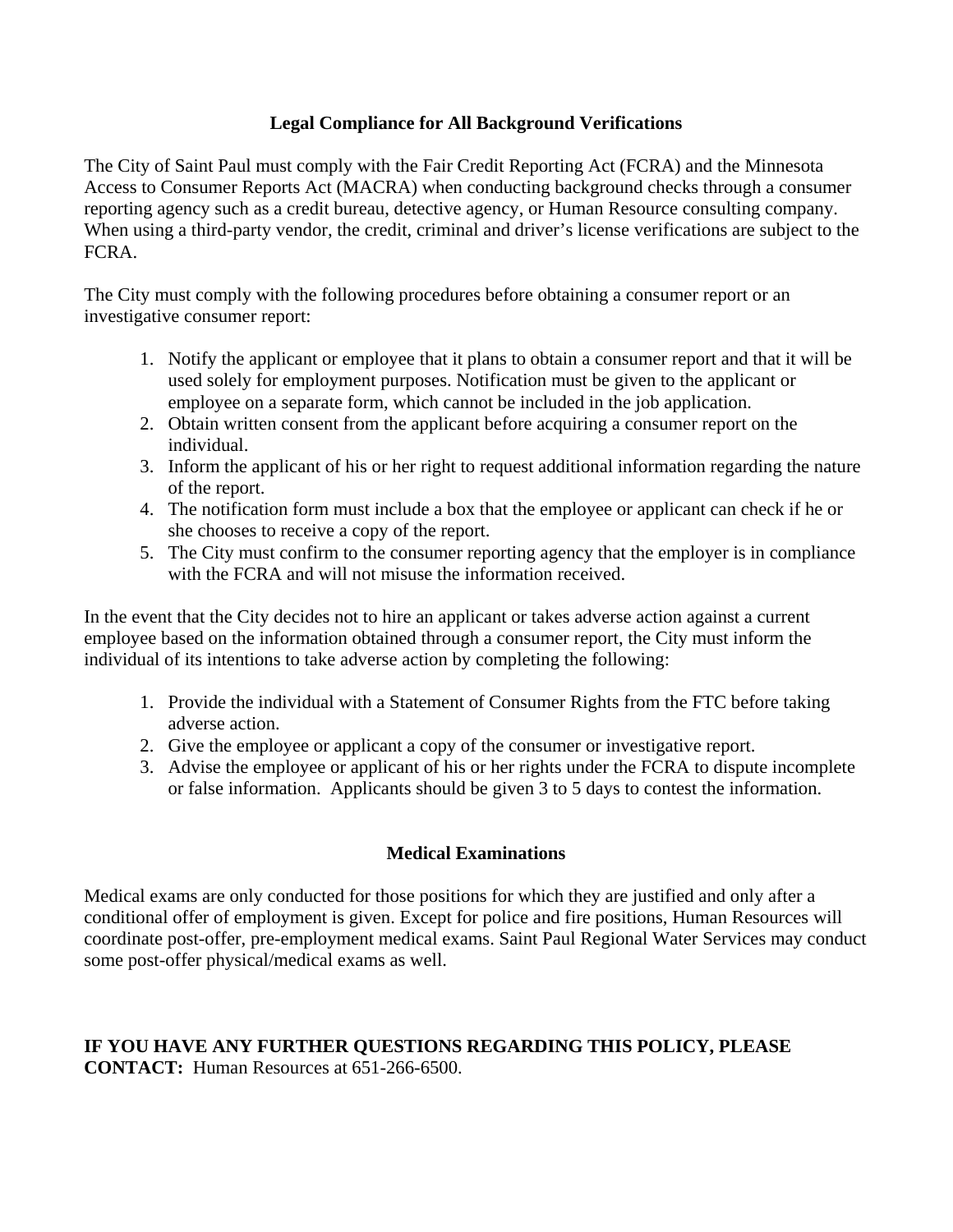## Legal Compliance for All Background Verifications

The City of Saint Paul must comply with the Fair Credit Reporting Act (FCRA) and the Minnesota Access to Consumer Reports Act (MACRA) when conducting background checks through a consumer reporting agency such as a credit bureau, detective agency, or Human Resource consulting company. When using a third-party vendor, the credit, criminal and driver's license verifications are subject to the FCRA.

The City must comply with the following procedures before obtaining a consumer report or an investigative consumer report:

1. Notify the applicant or employee that it plans to obtain a consumer report and that it will be used solely for employment purposes. Notification must be given to the applicant or employee on a separate form, which cannot be included in the job application.
2. Obtain written consent from the applicant before acquiring a consumer report on the individual.
3. Inform the applicant of his or her right to request additional information regarding the nature of the report.
4. The notification form must include a box that the employee or applicant can check if he or she chooses to receive a copy of the report.
5. The City must confirm to the consumer reporting agency that the employer is in compliance with the FCRA and will not misuse the information received.

In the event that the City decides not to hire an applicant or takes adverse action against a current employee based on the information obtained through a consumer report, the City must inform the individual of its intentions to take adverse action by completing the following:

1. Provide the individual with a Statement of Consumer Rights from the FTC before taking adverse action.
2. Give the employee or applicant a copy of the consumer or investigative report.
3. Advise the employee or applicant of his or her rights under the FCRA to dispute incomplete or false information. Applicants should be given 3 to 5 days to contest the information.

## Medical Examinations

Medical exams are only conducted for those positions for which they are justified and only after a conditional offer of employment is given. Except for police and fire positions, Human Resources will coordinate post-offer, pre-employment medical exams. Saint Paul Regional Water Services may conduct some post-offer physical/medical exams as well.

**IF YOU HAVE ANY FURTHER QUESTIONS REGARDING THIS POLICY, PLEASE CONTACT:** Human Resources at 651-266-6500.